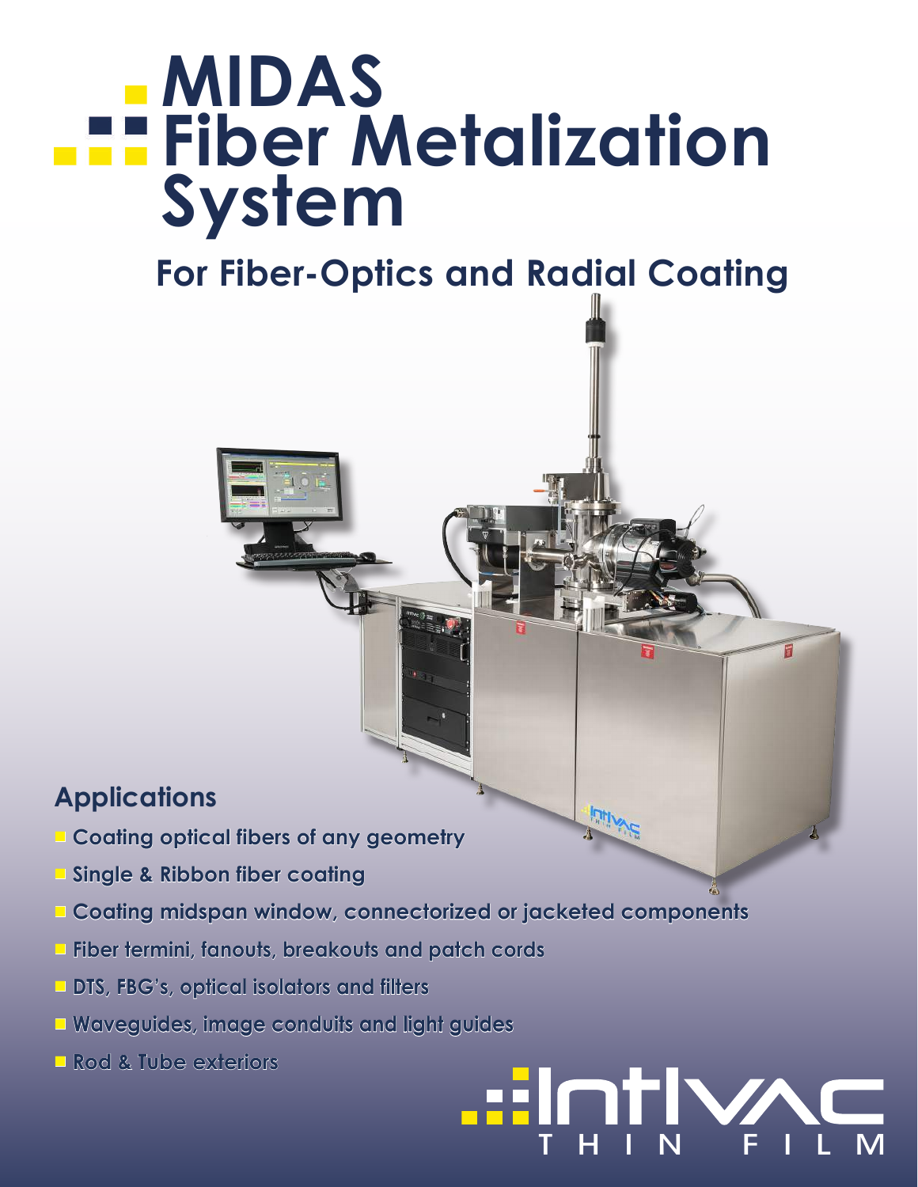# MIDAS Fiber Metalization System

## For Fiber-Optics and Radial Coating

## Applications

- Coating optical fibers of any geometry
- Single & Ribbon fiber coating
- Coating midspan window, connectorized or jacketed components
- Fiber termini, fanouts, breakouts and patch cords
- DTS, FBG's, optical isolators and filters
- Waveguides, image conduits and light guides
- Rod & Tube exteriors

Intlvac THIN FILM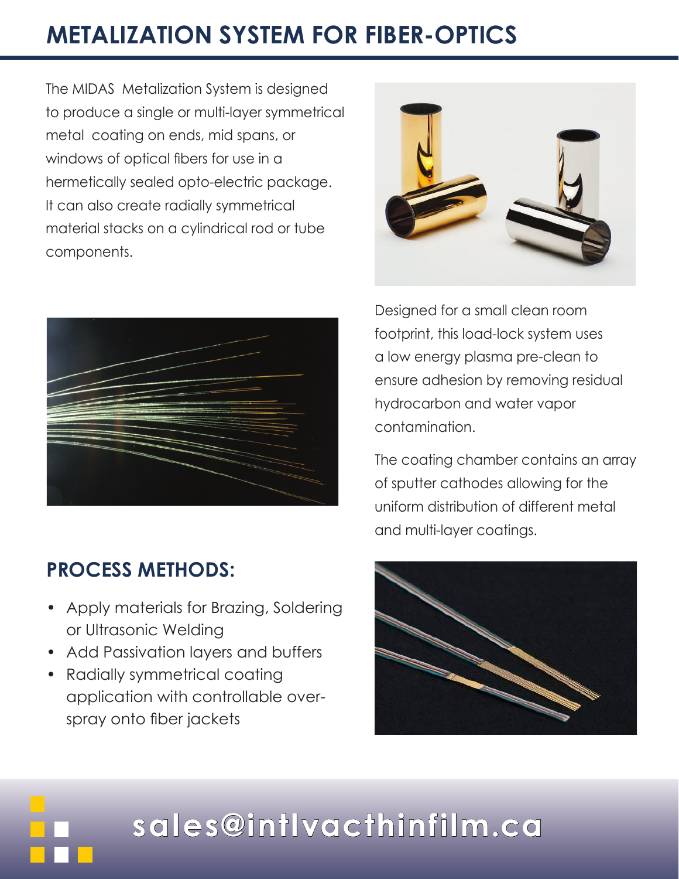# METALIZATION SYSTEM FOR FIBER-OPTICS

The MIDAS Metalization System is designed to produce a single or multi-layer symmetrical metal coating on ends, mid spans, or windows of optical fibers for use in a hermetically sealed opto-electric package. It can also create radially symmetrical material stacks on a cylindrical rod or tube components.

Designed for a small clean room footprint, this load-lock system uses a low energy plasma pre-clean to ensure adhesion by removing residual hydrocarbon and water vapor contamination.

The coating chamber contains an array of sputter cathodes allowing for the uniform distribution of different metal and multi-layer coatings.

## PROCESS METHODS:

- Apply materials for Brazing, Soldering or Ultrasonic Welding
- Add Passivation layers and buffers
- Radially symmetrical coating application with controllable over-spray onto fiber jackets

sales@intlvacthinfilm.ca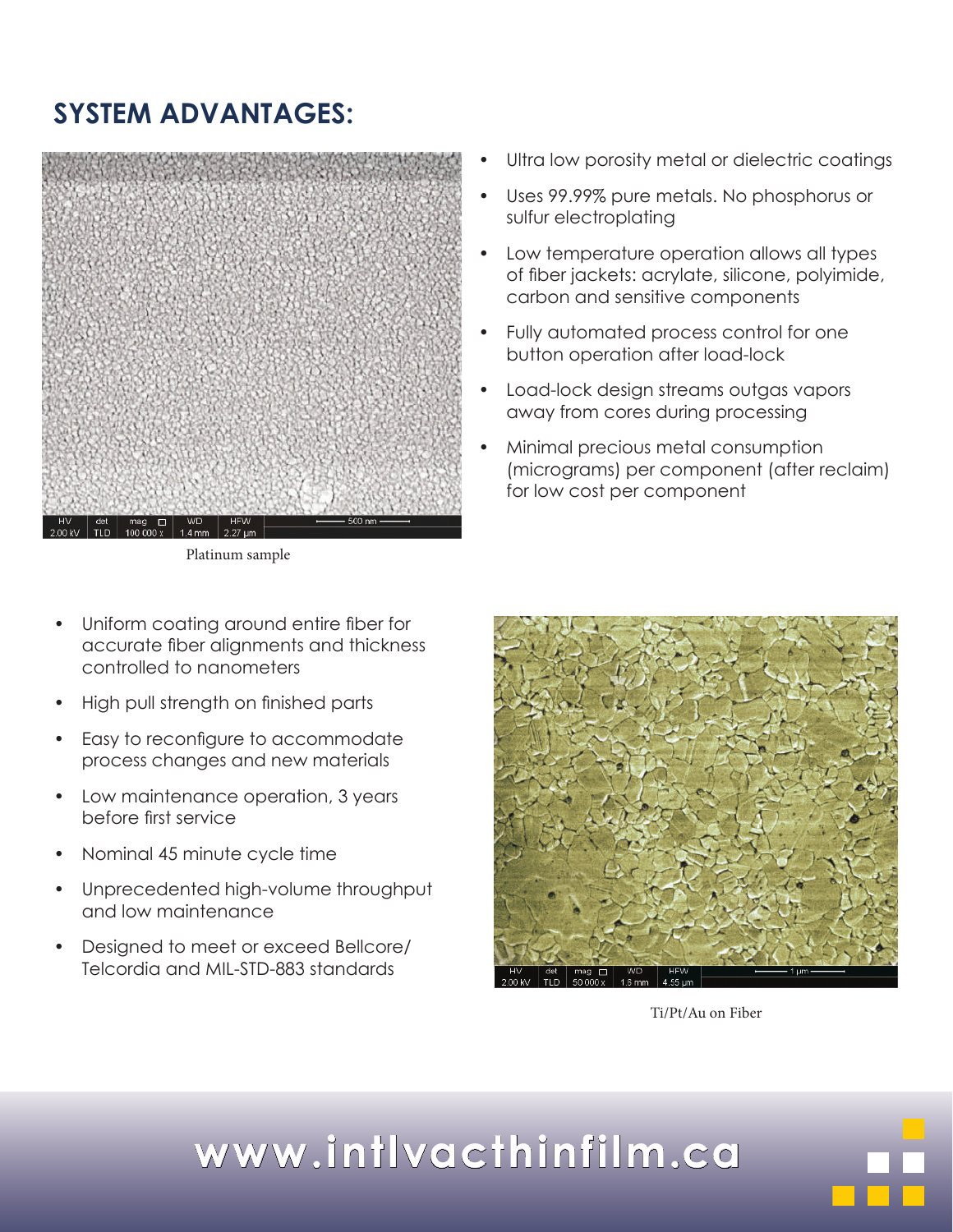## SYSTEM ADVANTAGES:

Platinum sample

- Ultra low porosity metal or dielectric coatings
- Uses 99.99% pure metals. No phosphorus or sulfur electroplating
- Low temperature operation allows all types of fiber jackets: acrylate, silicone, polyimide, carbon and sensitive components
- Fully automated process control for one button operation after load-lock
- Load-lock design streams outgas vapors away from cores during processing
- Minimal precious metal consumption (micrograms) per component (after reclaim) for low cost per component

- Uniform coating around entire fiber for accurate fiber alignments and thickness controlled to nanometers
- High pull strength on finished parts
- Easy to reconfigure to accommodate process changes and new materials
- Low maintenance operation, 3 years before first service
- Nominal 45 minute cycle time
- Unprecedented high-volume throughput and low maintenance
- Designed to meet or exceed Bellcore/ Telcordia and MIL-STD-883 standards

Ti/Pt/Au on Fiber

www.intlvacthinfilm.ca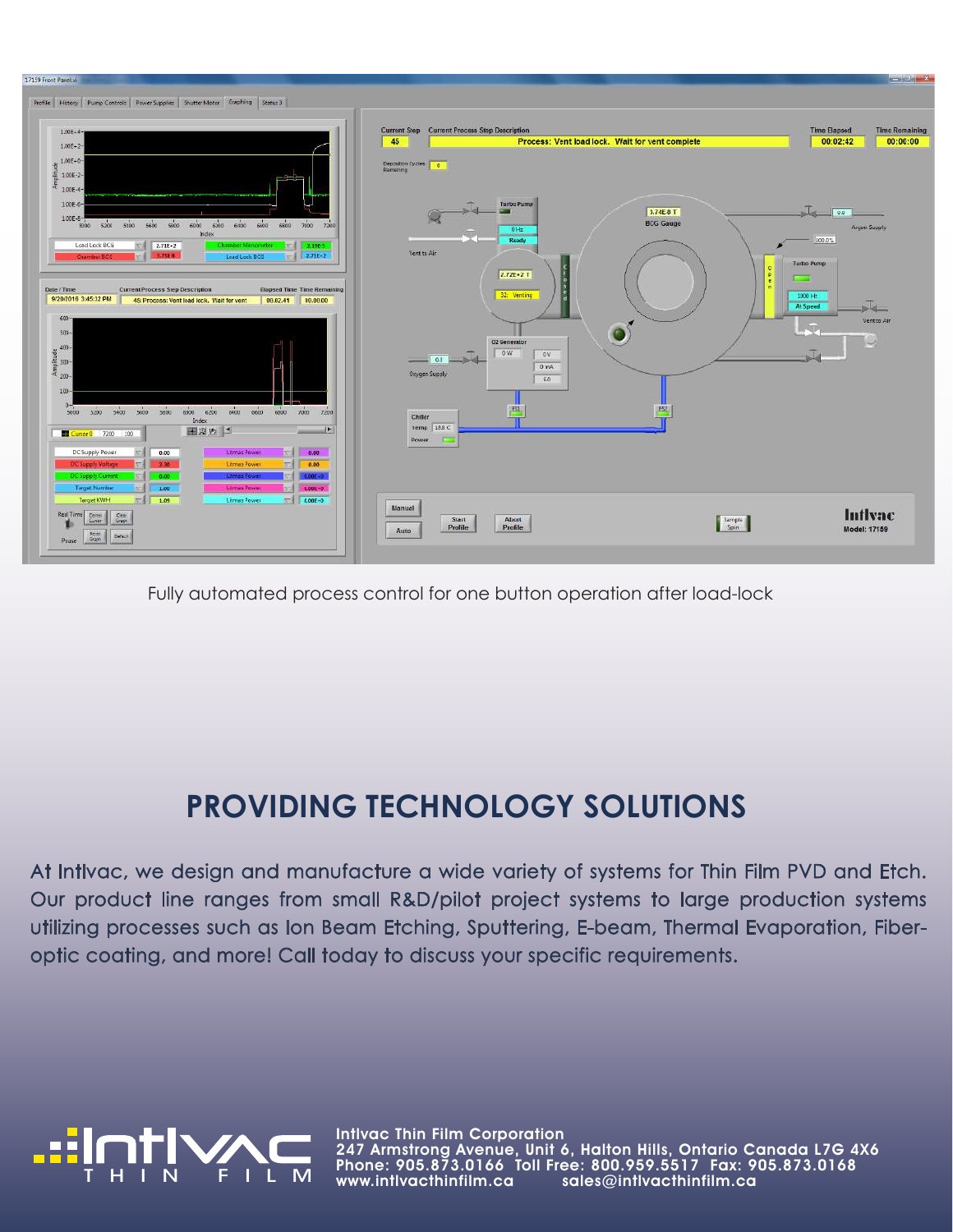Fully automated process control for one button operation after load-lock

## PROVIDING TECHNOLOGY SOLUTIONS

At Intlvac, we design and manufacture a wide variety of systems for Thin Film PVD and Etch. Our product line ranges from small R&D/pilot project systems to large production systems utilizing processes such as Ion Beam Etching, Sputtering, E-beam, Thermal Evaporation, Fiber-optic coating, and more! Call today to discuss your specific requirements.

**Intlvac Thin Film Corporation**
**247 Armstrong Avenue, Unit 6, Halton Hills, Ontario Canada L7G 4X6**
**Phone: 905.873.0166 Toll Free: 800.959.5517 Fax: 905.873.0168**
**www.intlvacthinfilm.ca sales@intlvacthinfilm.ca**